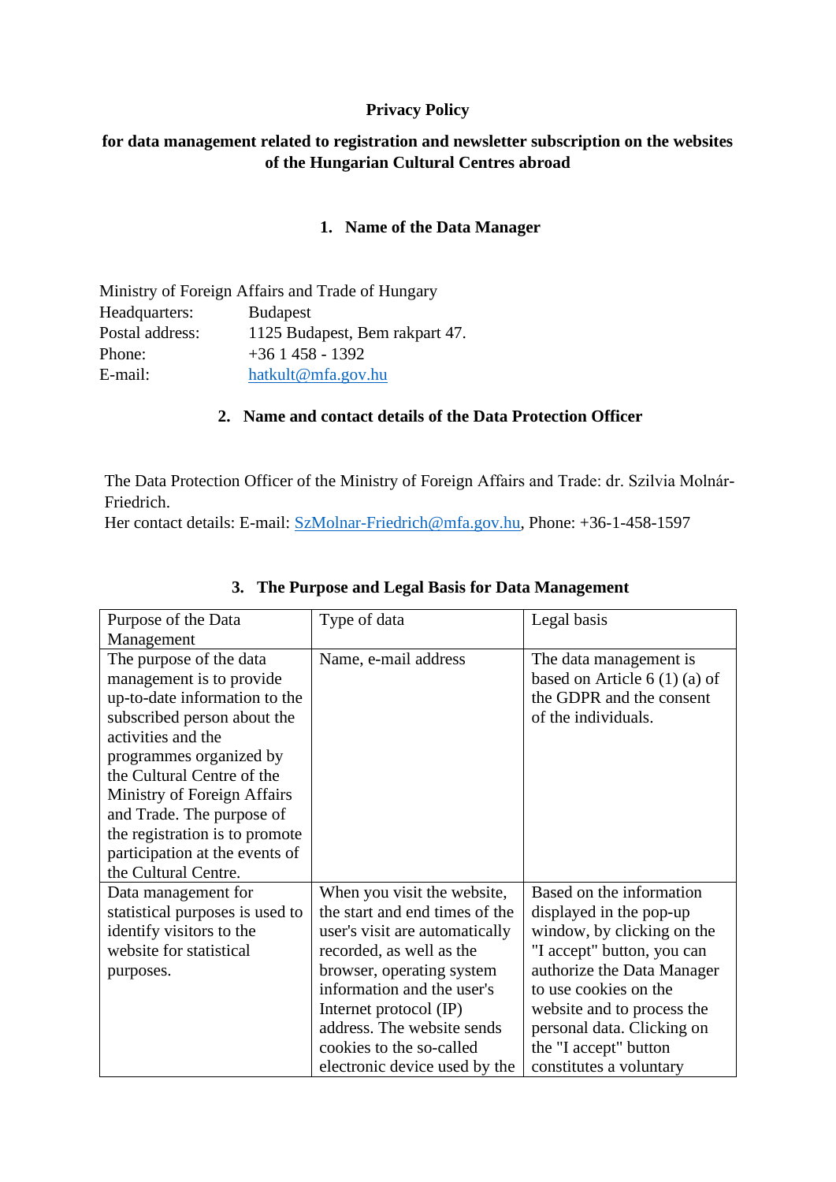# Privacy Policy

## for data management related to registration and newsletter subscription on the websites of the Hungarian Cultural Centres abroad

### 1. Name of the Data Manager

Ministry of Foreign Affairs and Trade of Hungary
Headquarters: Budapest
Postal address: 1125 Budapest, Bem rakpart 47.
Phone: +36 1 458 - 1392
E-mail: hatkult@mfa.gov.hu

### 2. Name and contact details of the Data Protection Officer

The Data Protection Officer of the Ministry of Foreign Affairs and Trade: dr. Szilvia Molnár-Friedrich.
Her contact details: E-mail: SzMolnar-Friedrich@mfa.gov.hu, Phone: +36-1-458-1597

### 3. The Purpose and Legal Basis for Data Management

| Purpose of the Data Management | Type of data | Legal basis |
|---|---|---|
| The purpose of the data management is to provide up-to-date information to the subscribed person about the activities and the programmes organized by the Cultural Centre of the Ministry of Foreign Affairs and Trade. The purpose of the registration is to promote participation at the events of the Cultural Centre. | Name, e-mail address | The data management is based on Article 6 (1) (a) of the GDPR and the consent of the individuals. |
| Data management for statistical purposes is used to identify visitors to the website for statistical purposes. | When you visit the website, the start and end times of the user's visit are automatically recorded, as well as the browser, operating system information and the user's Internet protocol (IP) address. The website sends cookies to the so-called electronic device used by the | Based on the information displayed in the pop-up window, by clicking on the "I accept" button, you can authorize the Data Manager to use cookies on the website and to process the personal data. Clicking on the "I accept" button constitutes a voluntary |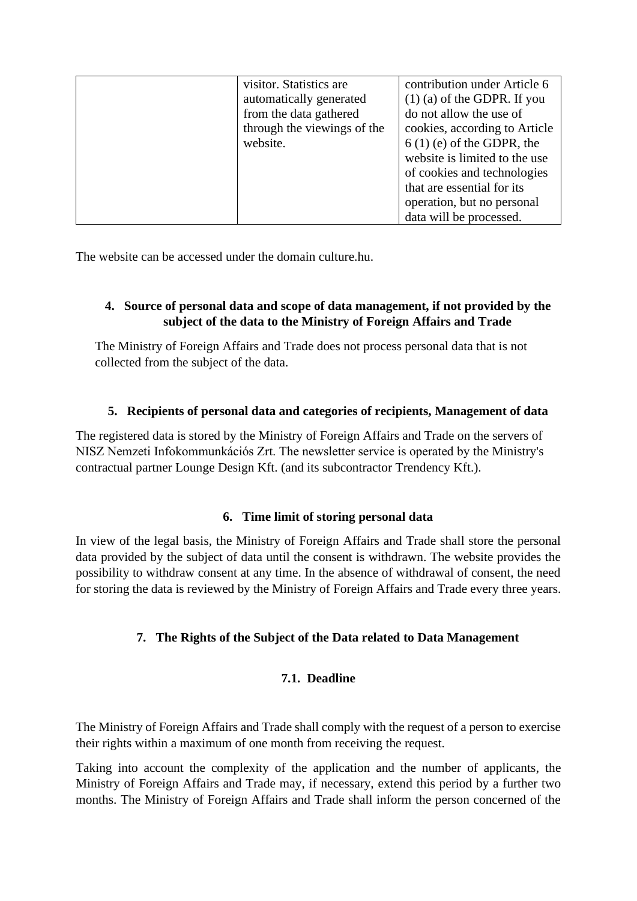| | | |
|---|---|---|
| | visitor. Statistics are automatically generated from the data gathered through the viewings of the website. | contribution under Article 6 (1) (a) of the GDPR. If you do not allow the use of cookies, according to Article 6 (1) (e) of the GDPR, the website is limited to the use of cookies and technologies that are essential for its operation, but no personal data will be processed. |

The website can be accessed under the domain culture.hu.

## 4. Source of personal data and scope of data management, if not provided by the subject of the data to the Ministry of Foreign Affairs and Trade

The Ministry of Foreign Affairs and Trade does not process personal data that is not collected from the subject of the data.

## 5. Recipients of personal data and categories of recipients, Management of data

The registered data is stored by the Ministry of Foreign Affairs and Trade on the servers of NISZ Nemzeti Infokommunkációs Zrt. The newsletter service is operated by the Ministry's contractual partner Lounge Design Kft. (and its subcontractor Trendency Kft.).

## 6. Time limit of storing personal data

In view of the legal basis, the Ministry of Foreign Affairs and Trade shall store the personal data provided by the subject of data until the consent is withdrawn. The website provides the possibility to withdraw consent at any time. In the absence of withdrawal of consent, the need for storing the data is reviewed by the Ministry of Foreign Affairs and Trade every three years.

## 7. The Rights of the Subject of the Data related to Data Management

### 7.1. Deadline

The Ministry of Foreign Affairs and Trade shall comply with the request of a person to exercise their rights within a maximum of one month from receiving the request.

Taking into account the complexity of the application and the number of applicants, the Ministry of Foreign Affairs and Trade may, if necessary, extend this period by a further two months. The Ministry of Foreign Affairs and Trade shall inform the person concerned of the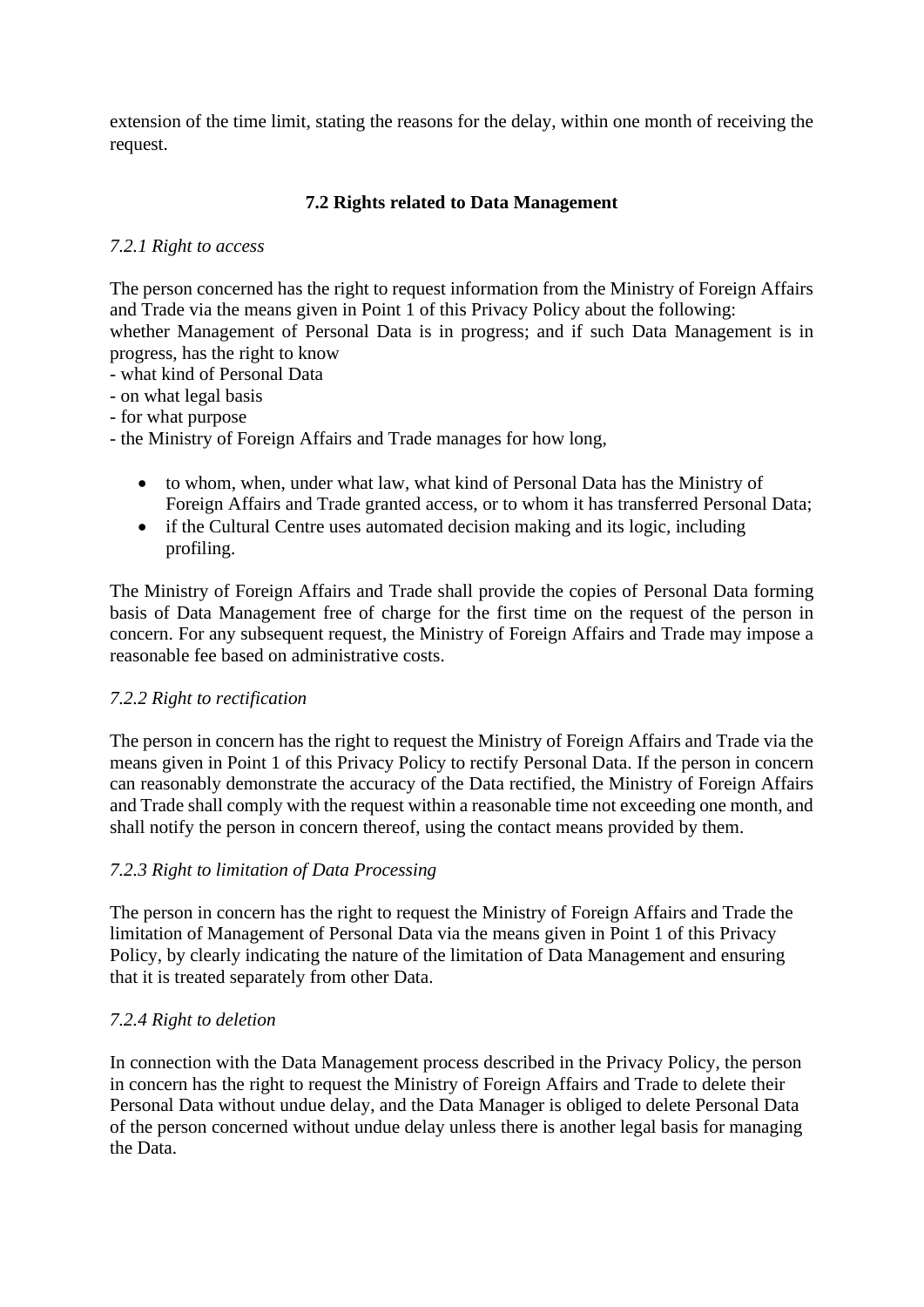extension of the time limit, stating the reasons for the delay, within one month of receiving the request.

### 7.2 Rights related to Data Management

*7.2.1 Right to access*

The person concerned has the right to request information from the Ministry of Foreign Affairs and Trade via the means given in Point 1 of this Privacy Policy about the following:
whether Management of Personal Data is in progress; and if such Data Management is in progress, has the right to know
- what kind of Personal Data
- on what legal basis
- for what purpose
- the Ministry of Foreign Affairs and Trade manages for how long,

- to whom, when, under what law, what kind of Personal Data has the Ministry of Foreign Affairs and Trade granted access, or to whom it has transferred Personal Data;
- if the Cultural Centre uses automated decision making and its logic, including profiling.

The Ministry of Foreign Affairs and Trade shall provide the copies of Personal Data forming basis of Data Management free of charge for the first time on the request of the person in concern. For any subsequent request, the Ministry of Foreign Affairs and Trade may impose a reasonable fee based on administrative costs.

*7.2.2 Right to rectification*

The person in concern has the right to request the Ministry of Foreign Affairs and Trade via the means given in Point 1 of this Privacy Policy to rectify Personal Data. If the person in concern can reasonably demonstrate the accuracy of the Data rectified, the Ministry of Foreign Affairs and Trade shall comply with the request within a reasonable time not exceeding one month, and shall notify the person in concern thereof, using the contact means provided by them.

*7.2.3 Right to limitation of Data Processing*

The person in concern has the right to request the Ministry of Foreign Affairs and Trade the limitation of Management of Personal Data via the means given in Point 1 of this Privacy Policy, by clearly indicating the nature of the limitation of Data Management and ensuring that it is treated separately from other Data.

*7.2.4 Right to deletion*

In connection with the Data Management process described in the Privacy Policy, the person in concern has the right to request the Ministry of Foreign Affairs and Trade to delete their Personal Data without undue delay, and the Data Manager is obliged to delete Personal Data of the person concerned without undue delay unless there is another legal basis for managing the Data.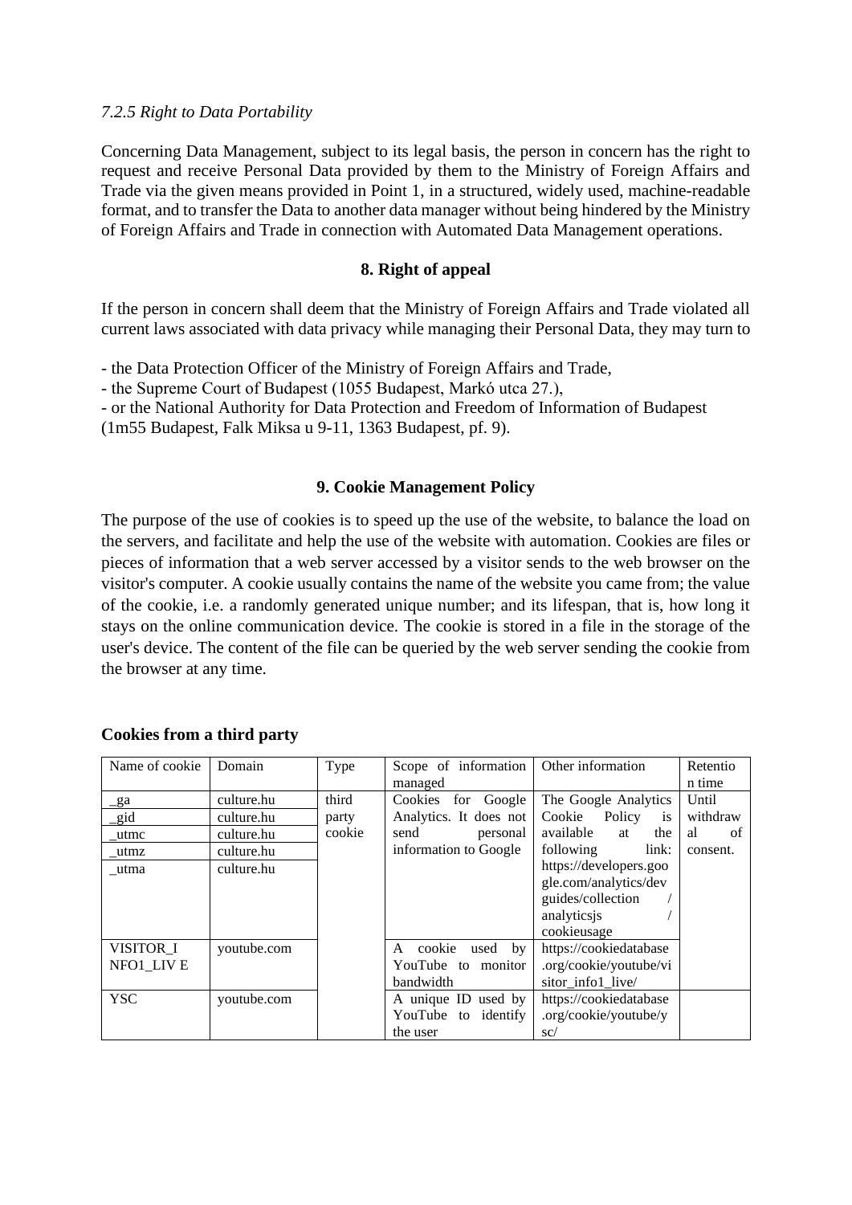*7.2.5 Right to Data Portability*

Concerning Data Management, subject to its legal basis, the person in concern has the right to request and receive Personal Data provided by them to the Ministry of Foreign Affairs and Trade via the given means provided in Point 1, in a structured, widely used, machine-readable format, and to transfer the Data to another data manager without being hindered by the Ministry of Foreign Affairs and Trade in connection with Automated Data Management operations.

## 8. Right of appeal

If the person in concern shall deem that the Ministry of Foreign Affairs and Trade violated all current laws associated with data privacy while managing their Personal Data, they may turn to

- the Data Protection Officer of the Ministry of Foreign Affairs and Trade,
- the Supreme Court of Budapest (1055 Budapest, Markó utca 27.),
- or the National Authority for Data Protection and Freedom of Information of Budapest (1m55 Budapest, Falk Miksa u 9-11, 1363 Budapest, pf. 9).

## 9. Cookie Management Policy

The purpose of the use of cookies is to speed up the use of the website, to balance the load on the servers, and facilitate and help the use of the website with automation. Cookies are files or pieces of information that a web server accessed by a visitor sends to the web browser on the visitor's computer. A cookie usually contains the name of the website you came from; the value of the cookie, i.e. a randomly generated unique number; and its lifespan, that is, how long it stays on the online communication device. The cookie is stored in a file in the storage of the user's device. The content of the file can be queried by the web server sending the cookie from the browser at any time.

**Cookies from a third party**

| Name of cookie | Domain | Type | Scope of information managed | Other information | Retention time |
|---|---|---|---|---|---|
| _ga<br>_gid<br>_utmc<br>_utmz<br>_utma | culture.hu<br>culture.hu<br>culture.hu<br>culture.hu<br>culture.hu | third party cookie | Cookies for Google Analytics. It does not send personal information to Google | The Google Analytics Cookie Policy is available at the following link: https://developers.google.com/analytics/devguides/collection / analyticsjs / cookieusage | Until withdrawal of consent. |
| VISITOR_INFO1_LIVE | youtube.com | | A cookie used by YouTube to monitor bandwidth | https://cookiedatabase.org/cookie/youtube/visitor_info1_live/ | |
| YSC | youtube.com | | A unique ID used by YouTube to identify the user | https://cookiedatabase.org/cookie/youtube/ysc/ | |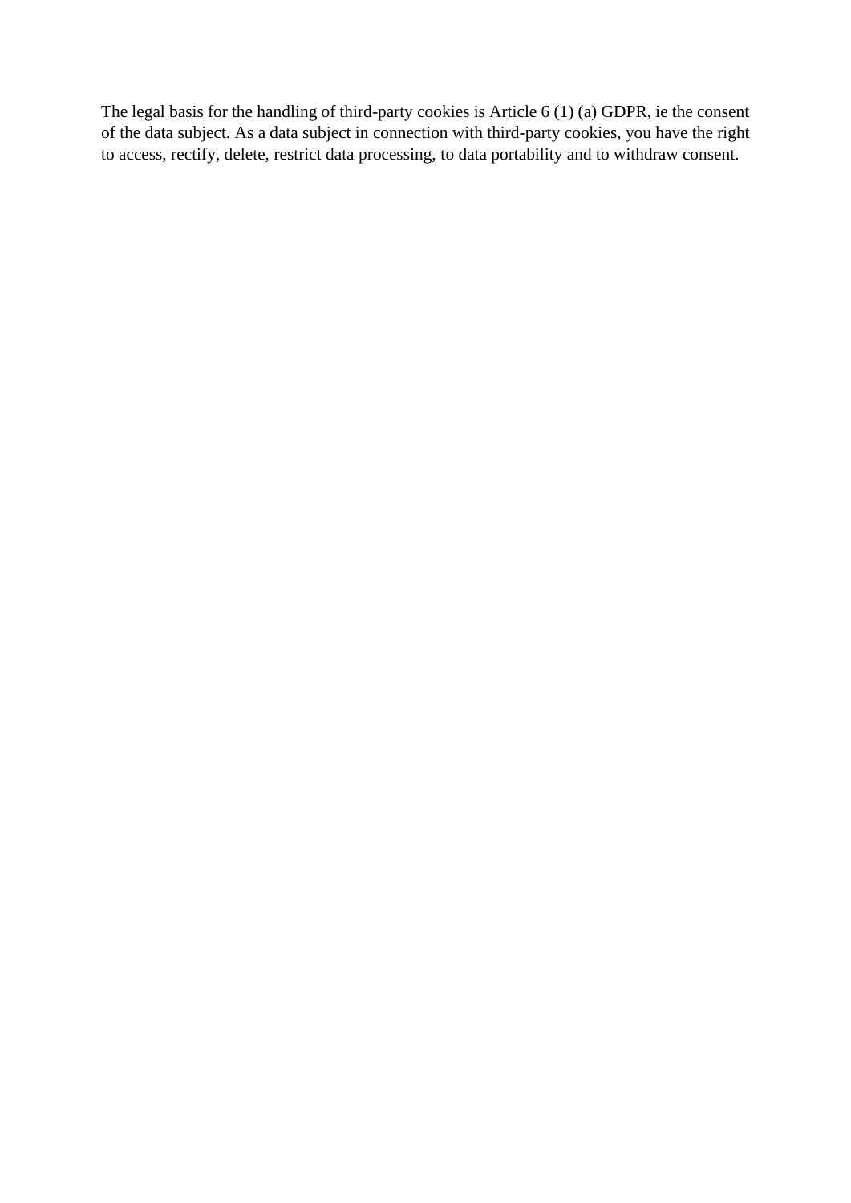The legal basis for the handling of third-party cookies is Article 6 (1) (a) GDPR, ie the consent of the data subject. As a data subject in connection with third-party cookies, you have the right to access, rectify, delete, restrict data processing, to data portability and to withdraw consent.